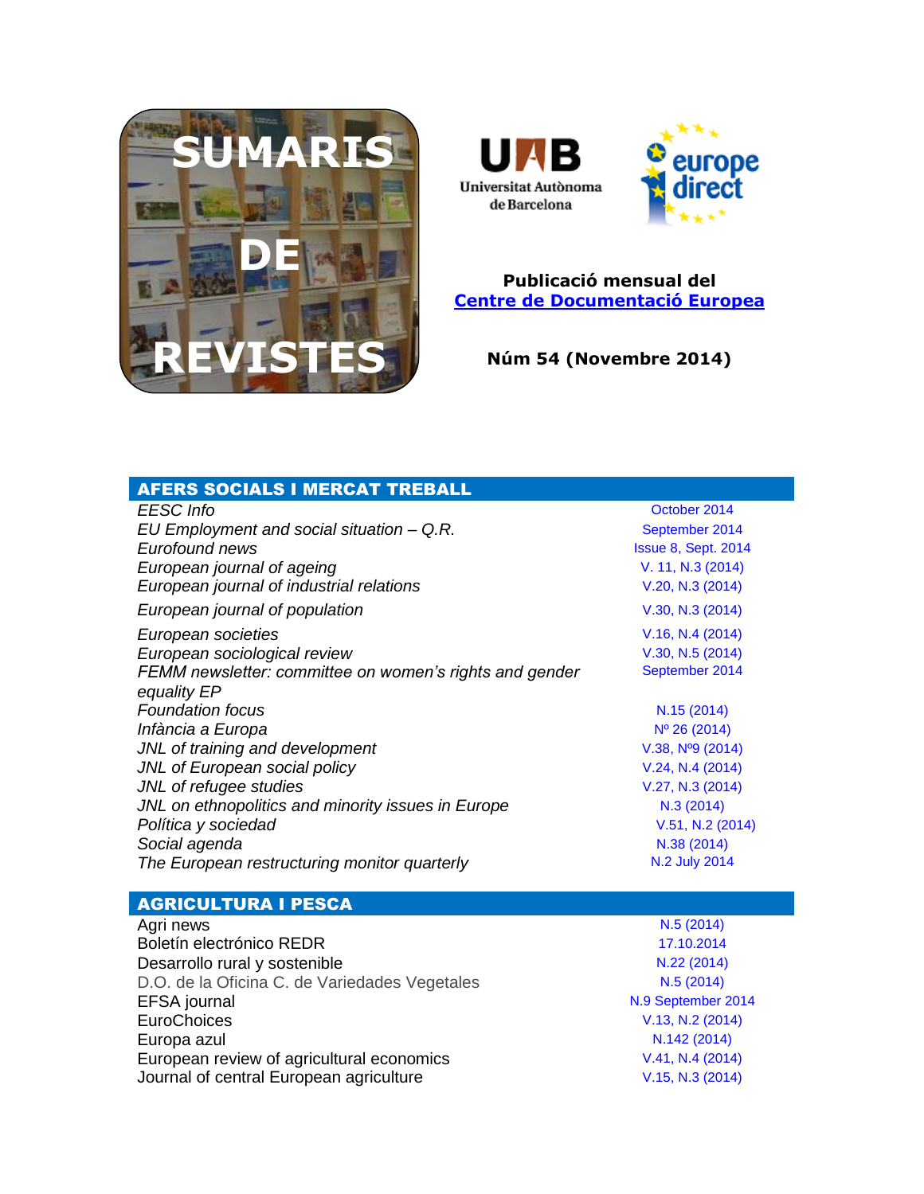# SUMARIS DE REVISTES

Universitat Autònoma de Barcelona

europe direct

**Publicació mensual del**
**[Centre de Documentació Europea]()**

**Núm 54 (Novembre 2014)**

## AFERS SOCIALS I MERCAT TREBALL

| | |
|---|---|
| *EESC Info* | October 2014 |
| *EU Employment and social situation – Q.R.* | September 2014 |
| *Eurofound news* | Issue 8, Sept. 2014 |
| *European journal of ageing* | V. 11, N.3 (2014) |
| *European journal of industrial relations* | V.20, N.3 (2014) |
| *European journal of population* | V.30, N.3 (2014) |
| *European societies* | V.16, N.4 (2014) |
| *European sociological review* | V.30, N.5 (2014) |
| *FEMM newsletter: committee on women's rights and gender equality EP* | September 2014 |
| *Foundation focus* | N.15 (2014) |
| *Infància a Europa* | Nº 26 (2014) |
| *JNL of training and development* | V.38, Nº9 (2014) |
| *JNL of European social policy* | V.24, N.4 (2014) |
| *JNL of refugee studies* | V.27, N.3 (2014) |
| *JNL on ethnopolitics and minority issues in Europe* | N.3 (2014) |
| *Política y sociedad* | V.51, N.2 (2014) |
| *Social agenda* | N.38 (2014) |
| *The European restructuring monitor quarterly* | N.2 July 2014 |

## AGRICULTURA I PESCA

| | |
|---|---|
| Agri news | N.5 (2014) |
| Boletín electrónico REDR | 17.10.2014 |
| Desarrollo rural y sostenible | N.22 (2014) |
| D.O. de la Oficina C. de Variedades Vegetales | N.5 (2014) |
| EFSA journal | N.9 September 2014 |
| EuroChoices | V.13, N.2 (2014) |
| Europa azul | N.142 (2014) |
| European review of agricultural economics | V.41, N.4 (2014) |
| Journal of central European agriculture | V.15, N.3 (2014) |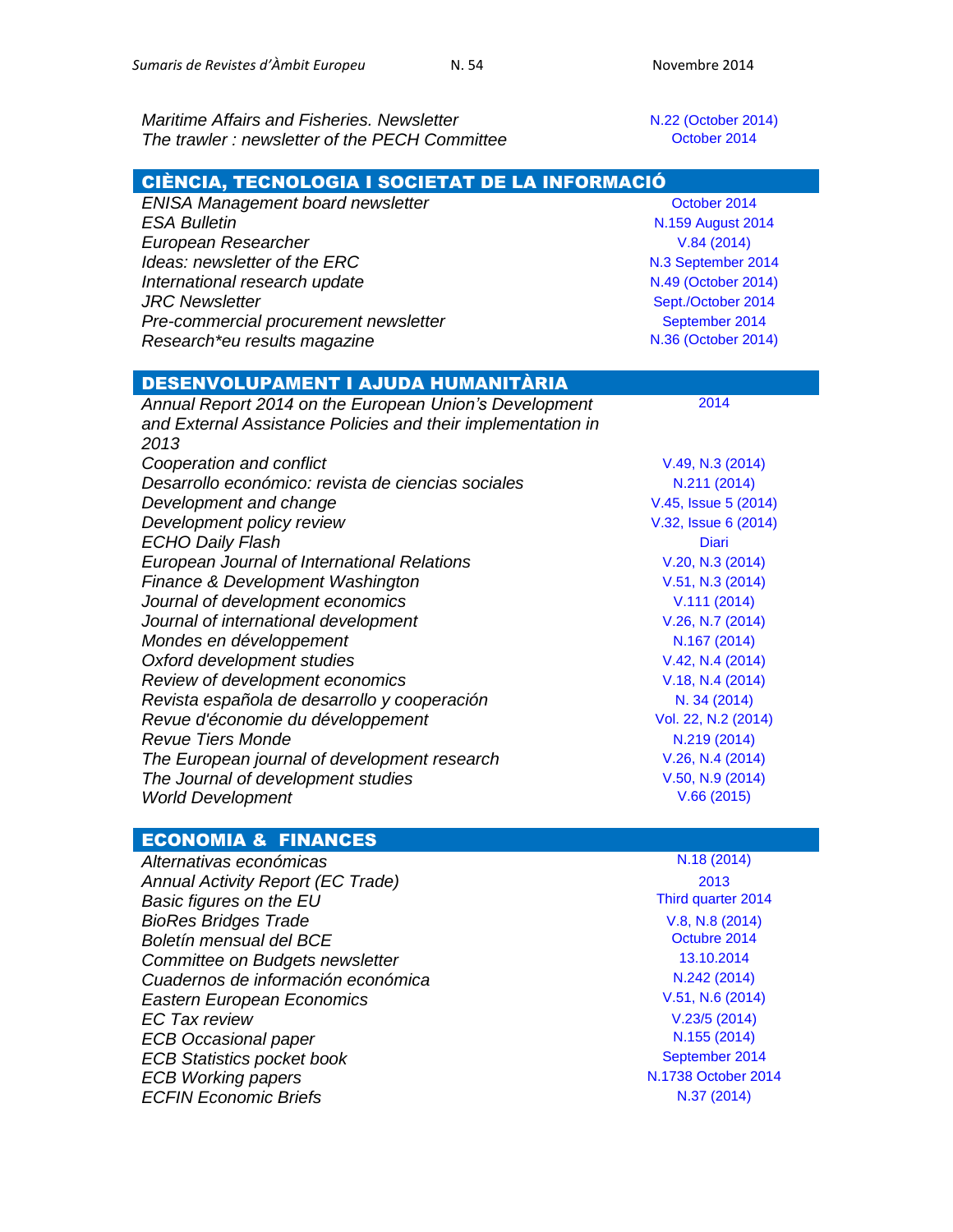| | |
|---|---|
| *Maritime Affairs and Fisheries. Newsletter* | N.22 (October 2014) |
| *The trawler : newsletter of the PECH Committee* | October 2014 |

## CIÈNCIA, TECNOLOGIA I SOCIETAT DE LA INFORMACIÓ

| | |
|---|---|
| *ENISA Management board newsletter* | October 2014 |
| *ESA Bulletin* | N.159 August 2014 |
| *European Researcher* | V.84 (2014) |
| *Ideas: newsletter of the ERC* | N.3 September 2014 |
| *International research update* | N.49 (October 2014) |
| *JRC Newsletter* | Sept./October 2014 |
| *Pre-commercial procurement newsletter* | September 2014 |
| *Research*eu results magazine* | N.36 (October 2014) |

## DESENVOLUPAMENT I AJUDA HUMANITÀRIA

| | |
|---|---|
| *Annual Report 2014 on the European Union's Development and External Assistance Policies and their implementation in 2013* | 2014 |
| *Cooperation and conflict* | V.49, N.3 (2014) |
| *Desarrollo económico: revista de ciencias sociales* | N.211 (2014) |
| *Development and change* | V.45, Issue 5 (2014) |
| *Development policy review* | V.32, Issue 6 (2014) |
| *ECHO Daily Flash* | Diari |
| *European Journal of International Relations* | V.20, N.3 (2014) |
| *Finance & Development Washington* | V.51, N.3 (2014) |
| *Journal of development economics* | V.111 (2014) |
| *Journal of international development* | V.26, N.7 (2014) |
| *Mondes en développement* | N.167 (2014) |
| *Oxford development studies* | V.42, N.4 (2014) |
| *Review of development economics* | V.18, N.4 (2014) |
| *Revista española de desarrollo y cooperación* | N. 34 (2014) |
| *Revue d'économie du développement* | Vol. 22, N.2 (2014) |
| *Revue Tiers Monde* | N.219 (2014) |
| *The European journal of development research* | V.26, N.4 (2014) |
| *The Journal of development studies* | V.50, N.9 (2014) |
| *World Development* | V.66 (2015) |

## ECONOMIA & FINANCES

| | |
|---|---|
| *Alternativas económicas* | N.18 (2014) |
| *Annual Activity Report (EC Trade)* | 2013 |
| *Basic figures on the EU* | Third quarter 2014 |
| *BioRes Bridges Trade* | V.8, N.8 (2014) |
| *Boletín mensual del BCE* | Octubre 2014 |
| *Committee on Budgets newsletter* | 13.10.2014 |
| *Cuadernos de información económica* | N.242 (2014) |
| *Eastern European Economics* | V.51, N.6 (2014) |
| *EC Tax review* | V.23/5 (2014) |
| *ECB Occasional paper* | N.155 (2014) |
| *ECB Statistics pocket book* | September 2014 |
| *ECB Working papers* | N.1738 October 2014 |
| *ECFIN Economic Briefs* | N.37 (2014) |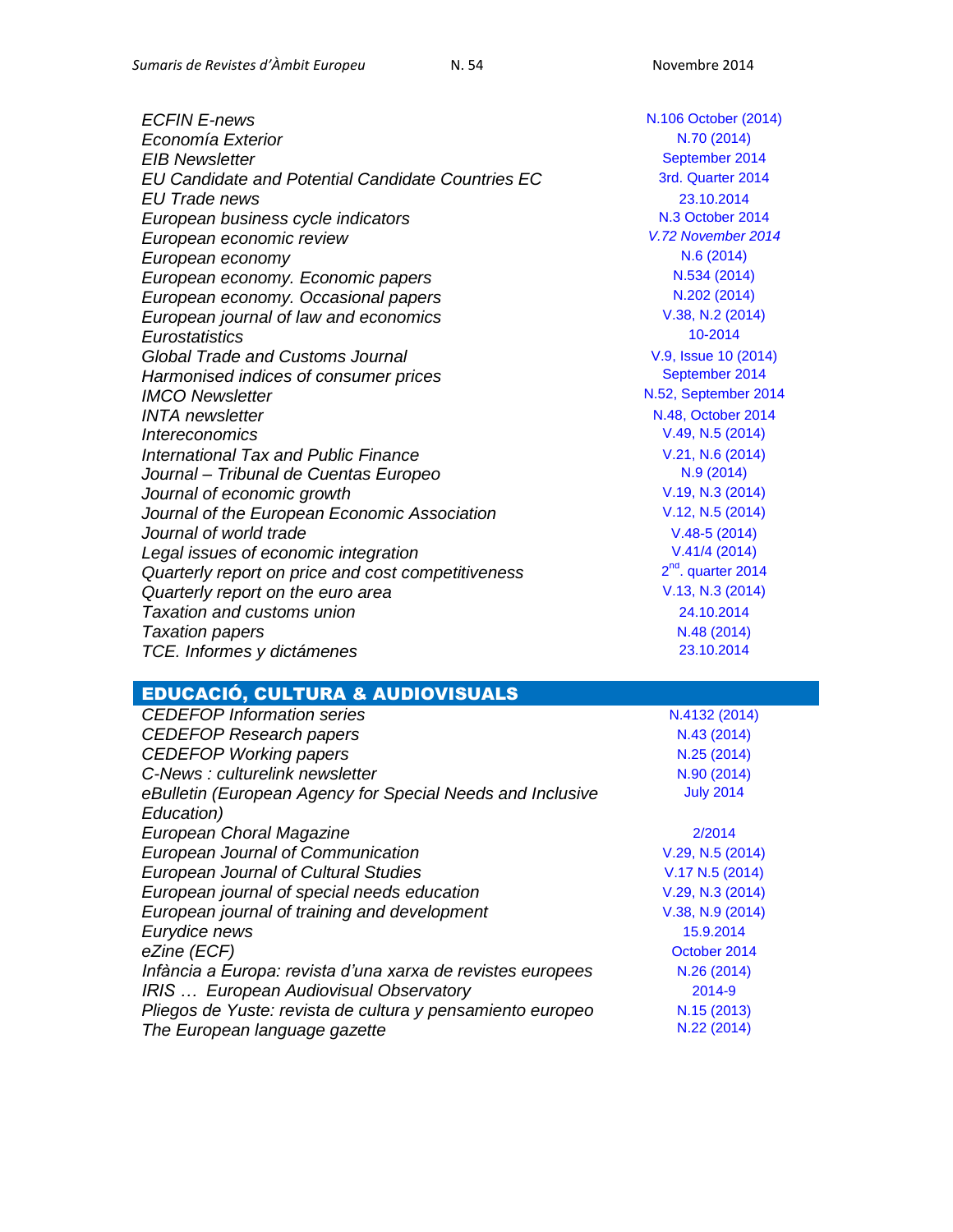| | |
|---|---|
| *ECFIN E-news* | N.106 October (2014) |
| *Economía Exterior* | N.70 (2014) |
| *EIB Newsletter* | September 2014 |
| *EU Candidate and Potential Candidate Countries EC* | 3rd. Quarter 2014 |
| *EU Trade news* | 23.10.2014 |
| *European business cycle indicators* | N.3 October 2014 |
| *European economic review* | *V.72 November 2014* |
| *European economy* | N.6 (2014) |
| *European economy. Economic papers* | N.534 (2014) |
| *European economy. Occasional papers* | N.202 (2014) |
| *European journal of law and economics* | V.38, N.2 (2014) |
| *Eurostatistics* | 10-2014 |
| *Global Trade and Customs Journal* | V.9, Issue 10 (2014) |
| *Harmonised indices of consumer prices* | September 2014 |
| *IMCO Newsletter* | N.52, September 2014 |
| *INTA newsletter* | N.48, October 2014 |
| *Intereconomics* | V.49, N.5 (2014) |
| *International Tax and Public Finance* | V.21, N.6 (2014) |
| *Journal – Tribunal de Cuentas Europeo* | N.9 (2014) |
| *Journal of economic growth* | V.19, N.3 (2014) |
| *Journal of the European Economic Association* | V.12, N.5 (2014) |
| *Journal of world trade* | V.48-5 (2014) |
| *Legal issues of economic integration* | V.41/4 (2014) |
| *Quarterly report on price and cost competitiveness* | 2nd. quarter 2014 |
| *Quarterly report on the euro area* | V.13, N.3 (2014) |
| *Taxation and customs union* | 24.10.2014 |
| *Taxation papers* | N.48 (2014) |
| *TCE. Informes y dictámenes* | 23.10.2014 |

## EDUCACIÓ, CULTURA & AUDIOVISUALS

| | |
|---|---|
| *CEDEFOP Information series* | N.4132 (2014) |
| *CEDEFOP Research papers* | N.43 (2014) |
| *CEDEFOP Working papers* | N.25 (2014) |
| *C-News : culturelink newsletter* | N.90 (2014) |
| *eBulletin (European Agency for Special Needs and Inclusive Education)* | July 2014 |
| *European Choral Magazine* | 2/2014 |
| *European Journal of Communication* | V.29, N.5 (2014) |
| *European Journal of Cultural Studies* | V.17 N.5 (2014) |
| *European journal of special needs education* | V.29, N.3 (2014) |
| *European journal of training and development* | V.38, N.9 (2014) |
| *Eurydice news* | 15.9.2014 |
| *eZine (ECF)* | October 2014 |
| *Infància a Europa: revista d'una xarxa de revistes europees* | N.26 (2014) |
| *IRIS … European Audiovisual Observatory* | 2014-9 |
| *Pliegos de Yuste: revista de cultura y pensamiento europeo* | N.15 (2013) |
| *The European language gazette* | N.22 (2014) |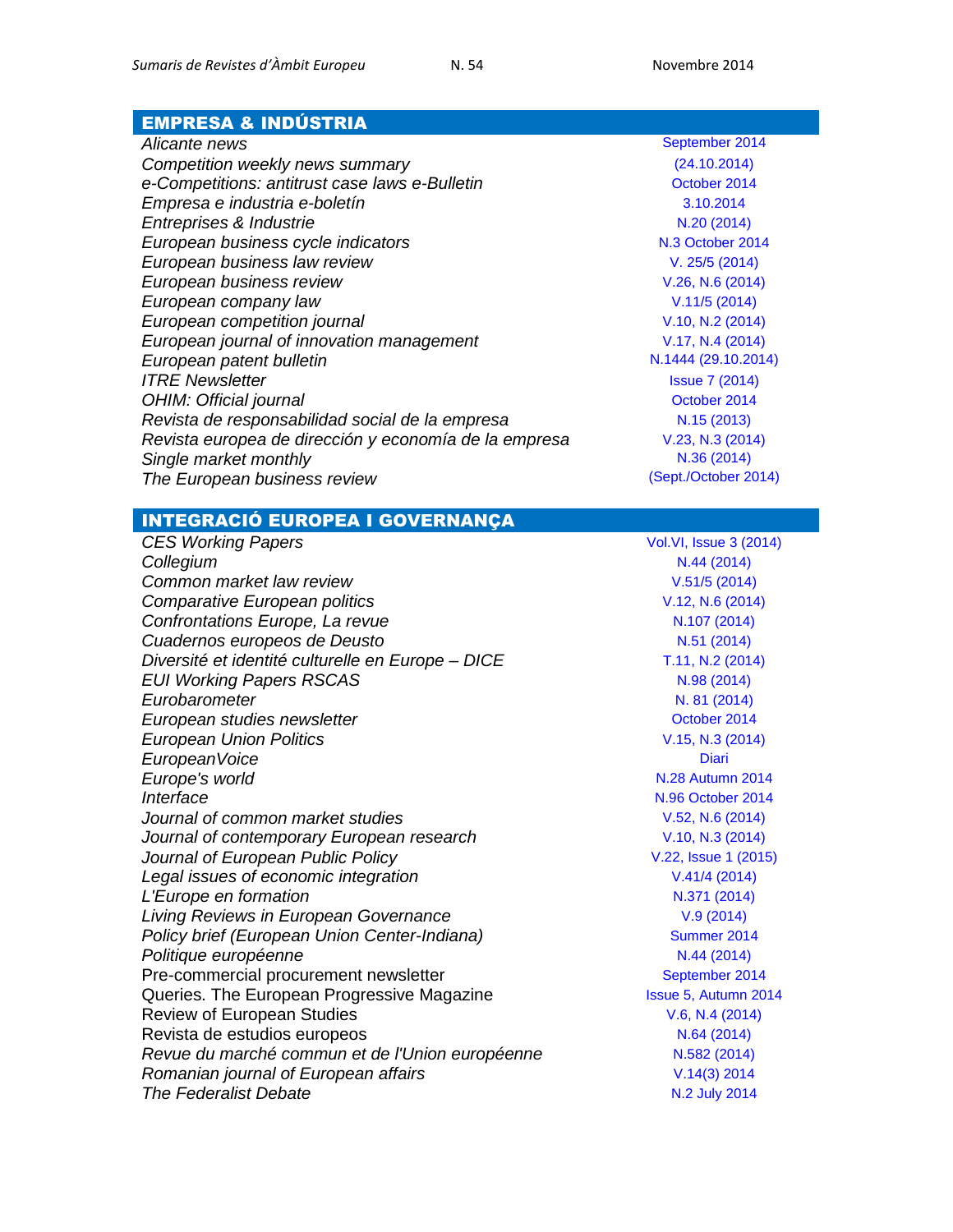## EMPRESA & INDÚSTRIA

| | |
|---|---|
| *Alicante news* | September 2014 |
| *Competition weekly news summary* | (24.10.2014) |
| *e-Competitions: antitrust case laws e-Bulletin* | October 2014 |
| *Empresa e industria e-boletín* | 3.10.2014 |
| *Entreprises & Industrie* | N.20 (2014) |
| *European business cycle indicators* | N.3 October 2014 |
| *European business law review* | V. 25/5 (2014) |
| *European business review* | V.26, N.6 (2014) |
| *European company law* | V.11/5 (2014) |
| *European competition journal* | V.10, N.2 (2014) |
| *European journal of innovation management* | V.17, N.4 (2014) |
| *European patent bulletin* | N.1444 (29.10.2014) |
| *ITRE Newsletter* | Issue 7 (2014) |
| *OHIM: Official journal* | October 2014 |
| *Revista de responsabilidad social de la empresa* | N.15 (2013) |
| *Revista europea de dirección y economía de la empresa* | V.23, N.3 (2014) |
| *Single market monthly* | N.36 (2014) |
| *The European business review* | (Sept./October 2014) |

## INTEGRACIÓ EUROPEA I GOVERNANÇA

| | |
|---|---|
| *CES Working Papers* | Vol.VI, Issue 3 (2014) |
| *Collegium* | N.44 (2014) |
| *Common market law review* | V.51/5 (2014) |
| *Comparative European politics* | V.12, N.6 (2014) |
| *Confrontations Europe, La revue* | N.107 (2014) |
| *Cuadernos europeos de Deusto* | N.51 (2014) |
| *Diversité et identité culturelle en Europe – DICE* | T.11, N.2 (2014) |
| *EUI Working Papers RSCAS* | N.98 (2014) |
| *Eurobarometer* | N. 81 (2014) |
| *European studies newsletter* | October 2014 |
| *European Union Politics* | V.15, N.3 (2014) |
| *EuropeanVoice* | Diari |
| *Europe's world* | N.28 Autumn 2014 |
| *Interface* | N.96 October 2014 |
| *Journal of common market studies* | V.52, N.6 (2014) |
| *Journal of contemporary European research* | V.10, N.3 (2014) |
| *Journal of European Public Policy* | V.22, Issue 1 (2015) |
| *Legal issues of economic integration* | V.41/4 (2014) |
| *L'Europe en formation* | N.371 (2014) |
| *Living Reviews in European Governance* | V.9 (2014) |
| *Policy brief (European Union Center-Indiana)* | Summer 2014 |
| *Politique européenne* | N.44 (2014) |
| Pre-commercial procurement newsletter | September 2014 |
| Queries. The European Progressive Magazine | Issue 5, Autumn 2014 |
| Review of European Studies | V.6, N.4 (2014) |
| Revista de estudios europeos | N.64 (2014) |
| *Revue du marché commun et de l'Union européenne* | N.582 (2014) |
| *Romanian journal of European affairs* | V.14(3) 2014 |
| *The Federalist Debate* | N.2 July 2014 |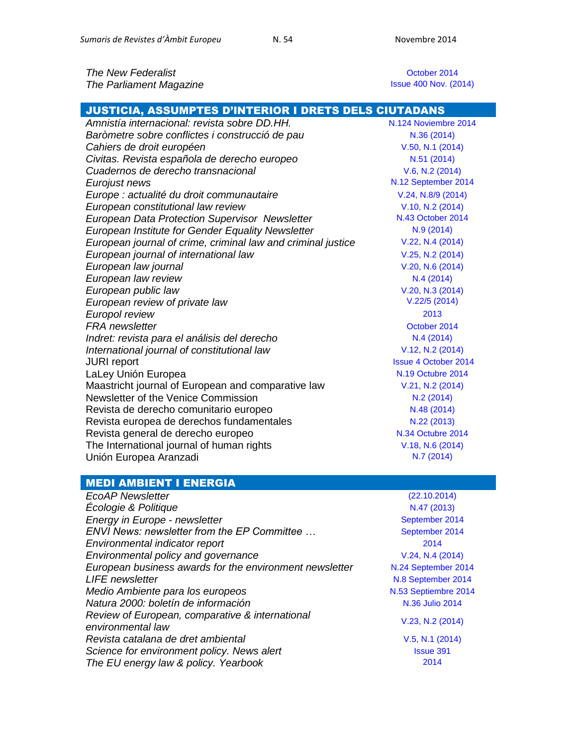| | |
|---|---|
| *The New Federalist* | October 2014 |
| *The Parliament Magazine* | Issue 400 Nov. (2014) |

## JUSTICIA, ASSUMPTES D'INTERIOR I DRETS DELS CIUTADANS

| | |
|---|---|
| *Amnistía internacional: revista sobre DD.HH.* | N.124 Noviembre 2014 |
| *Baròmetre sobre conflictes i construcció de pau* | N.36 (2014) |
| *Cahiers de droit européen* | V.50, N.1 (2014) |
| *Civitas. Revista española de derecho europeo* | N.51 (2014) |
| *Cuadernos de derecho transnacional* | V.6, N.2 (2014) |
| *Eurojust news* | N.12 September 2014 |
| *Europe : actualité du droit communautaire* | V.24, N.8/9 (2014) |
| *European constitutional law review* | V.10, N.2 (2014) |
| *European Data Protection Supervisor Newsletter* | N.43 October 2014 |
| *European Institute for Gender Equality Newsletter* | N.9 (2014) |
| *European journal of crime, criminal law and criminal justice* | V.22, N.4 (2014) |
| *European journal of international law* | V.25, N.2 (2014) |
| *European law journal* | V.20, N.6 (2014) |
| *European law review* | N.4 (2014) |
| *European public law* | V.20, N.3 (2014) |
| *European review of private law* | V.22/5 (2014) |
| *Europol review* | 2013 |
| *FRA newsletter* | October 2014 |
| *Indret: revista para el análisis del derecho* | N.4 (2014) |
| *International journal of constitutional law* | V.12, N.2 (2014) |
| JURI report | Issue 4 October 2014 |
| LaLey Unión Europea | N.19 Octubre 2014 |
| Maastricht journal of European and comparative law | V.21, N.2 (2014) |
| Newsletter of the Venice Commission | N.2 (2014) |
| Revista de derecho comunitario europeo | N.48 (2014) |
| Revista europea de derechos fundamentales | N.22 (2013) |
| Revista general de derecho europeo | N.34 Octubre 2014 |
| The International journal of human rights | V.18, N.6 (2014) |
| Unión Europea Aranzadi | N.7 (2014) |

## MEDI AMBIENT I ENERGIA

| | |
|---|---|
| *EcoAP Newsletter* | (22.10.2014) |
| *Écologie & Politique* | N.47 (2013) |
| *Energy in Europe - newsletter* | September 2014 |
| *ENVI News: newsletter from the EP Committee …* | September 2014 |
| *Environmental indicator report* | 2014 |
| *Environmental policy and governance* | V.24, N.4 (2014) |
| *European business awards for the environment newsletter* | N.24 September 2014 |
| *LIFE newsletter* | N.8 September 2014 |
| *Medio Ambiente para los europeos* | N.53 Septiembre 2014 |
| *Natura 2000: boletín de información* | N.36 Julio 2014 |
| *Review of European, comparative & international environmental law* | V.23, N.2 (2014) |
| *Revista catalana de dret ambiental* | V.5, N.1 (2014) |
| *Science for environment policy. News alert* | Issue 391 |
| *The EU energy law & policy. Yearbook* | 2014 |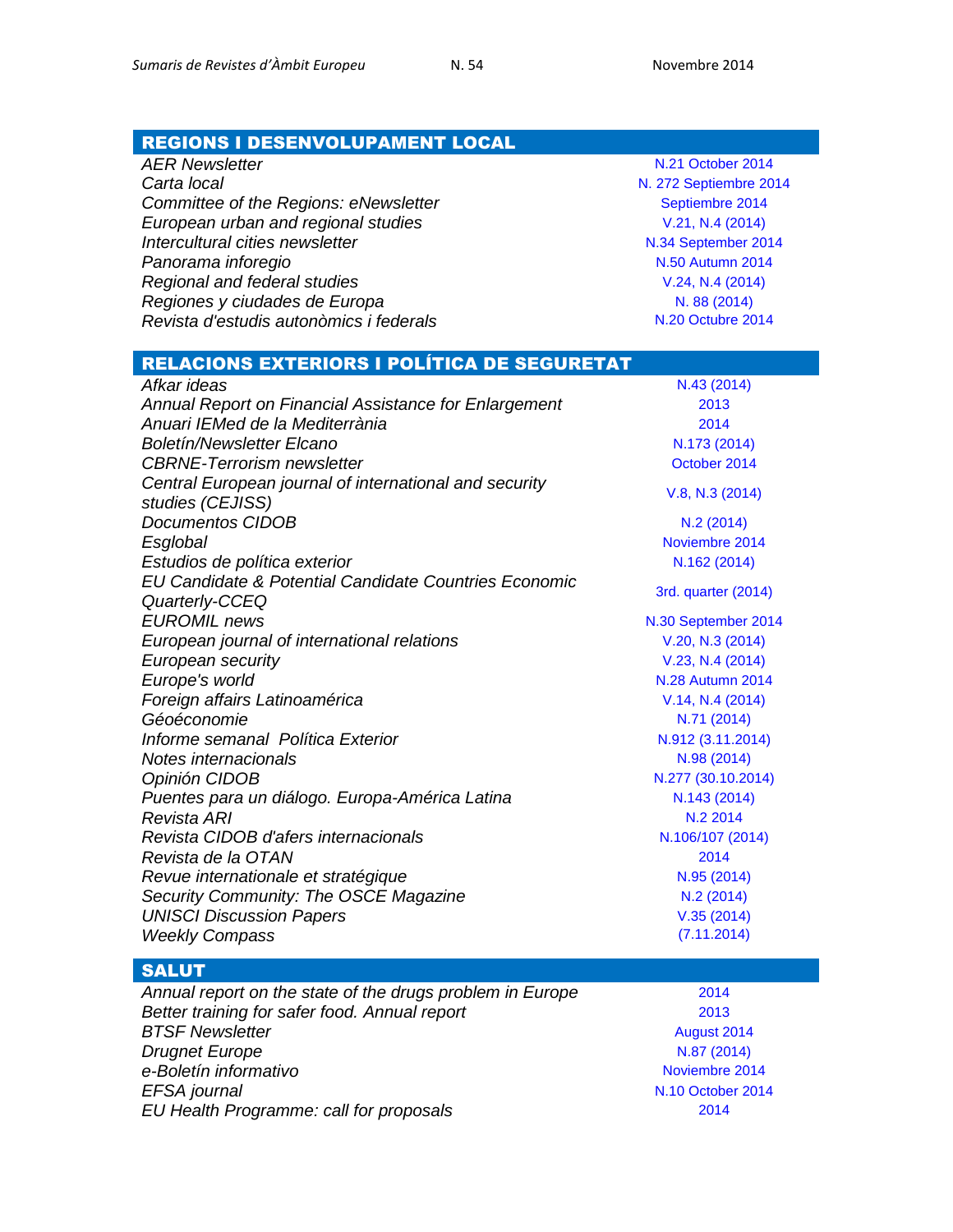## REGIONS I DESENVOLUPAMENT LOCAL

| | |
|---|---|
| *AER Newsletter* | N.21 October 2014 |
| *Carta local* | N. 272 Septiembre 2014 |
| *Committee of the Regions: eNewsletter* | Septiembre 2014 |
| *European urban and regional studies* | V.21, N.4 (2014) |
| *Intercultural cities newsletter* | N.34 September 2014 |
| *Panorama inforegio* | N.50 Autumn 2014 |
| *Regional and federal studies* | V.24, N.4 (2014) |
| *Regiones y ciudades de Europa* | N. 88 (2014) |
| *Revista d'estudis autonòmics i federals* | N.20 Octubre 2014 |

## RELACIONS EXTERIORS I POLÍTICA DE SEGURETAT

| | |
|---|---|
| *Afkar ideas* | N.43 (2014) |
| *Annual Report on Financial Assistance for Enlargement* | 2013 |
| *Anuari IEMed de la Mediterrània* | 2014 |
| *Boletín/Newsletter Elcano* | N.173 (2014) |
| *CBRNE-Terrorism newsletter* | October 2014 |
| *Central European journal of international and security studies (CEJISS)* | V.8, N.3 (2014) |
| *Documentos CIDOB* | N.2 (2014) |
| *Esglobal* | Noviembre 2014 |
| *Estudios de política exterior* | N.162 (2014) |
| *EU Candidate & Potential Candidate Countries Economic Quarterly-CCEQ* | 3rd. quarter (2014) |
| *EUROMIL news* | N.30 September 2014 |
| *European journal of international relations* | V.20, N.3 (2014) |
| *European security* | V.23, N.4 (2014) |
| *Europe's world* | N.28 Autumn 2014 |
| *Foreign affairs Latinoamérica* | V.14, N.4 (2014) |
| *Géoéconomie* | N.71 (2014) |
| *Informe semanal Política Exterior* | N.912 (3.11.2014) |
| *Notes internacionals* | N.98 (2014) |
| *Opinión CIDOB* | N.277 (30.10.2014) |
| *Puentes para un diálogo. Europa-América Latina* | N.143 (2014) |
| *Revista ARI* | N.2 2014 |
| *Revista CIDOB d'afers internacionals* | N.106/107 (2014) |
| *Revista de la OTAN* | 2014 |
| *Revue internationale et stratégique* | N.95 (2014) |
| *Security Community: The OSCE Magazine* | N.2 (2014) |
| *UNISCI Discussion Papers* | V.35 (2014) |
| *Weekly Compass* | (7.11.2014) |

## SALUT

| | |
|---|---|
| *Annual report on the state of the drugs problem in Europe* | 2014 |
| *Better training for safer food. Annual report* | 2013 |
| *BTSF Newsletter* | August 2014 |
| *Drugnet Europe* | N.87 (2014) |
| *e-Boletín informativo* | Noviembre 2014 |
| *EFSA journal* | N.10 October 2014 |
| *EU Health Programme: call for proposals* | 2014 |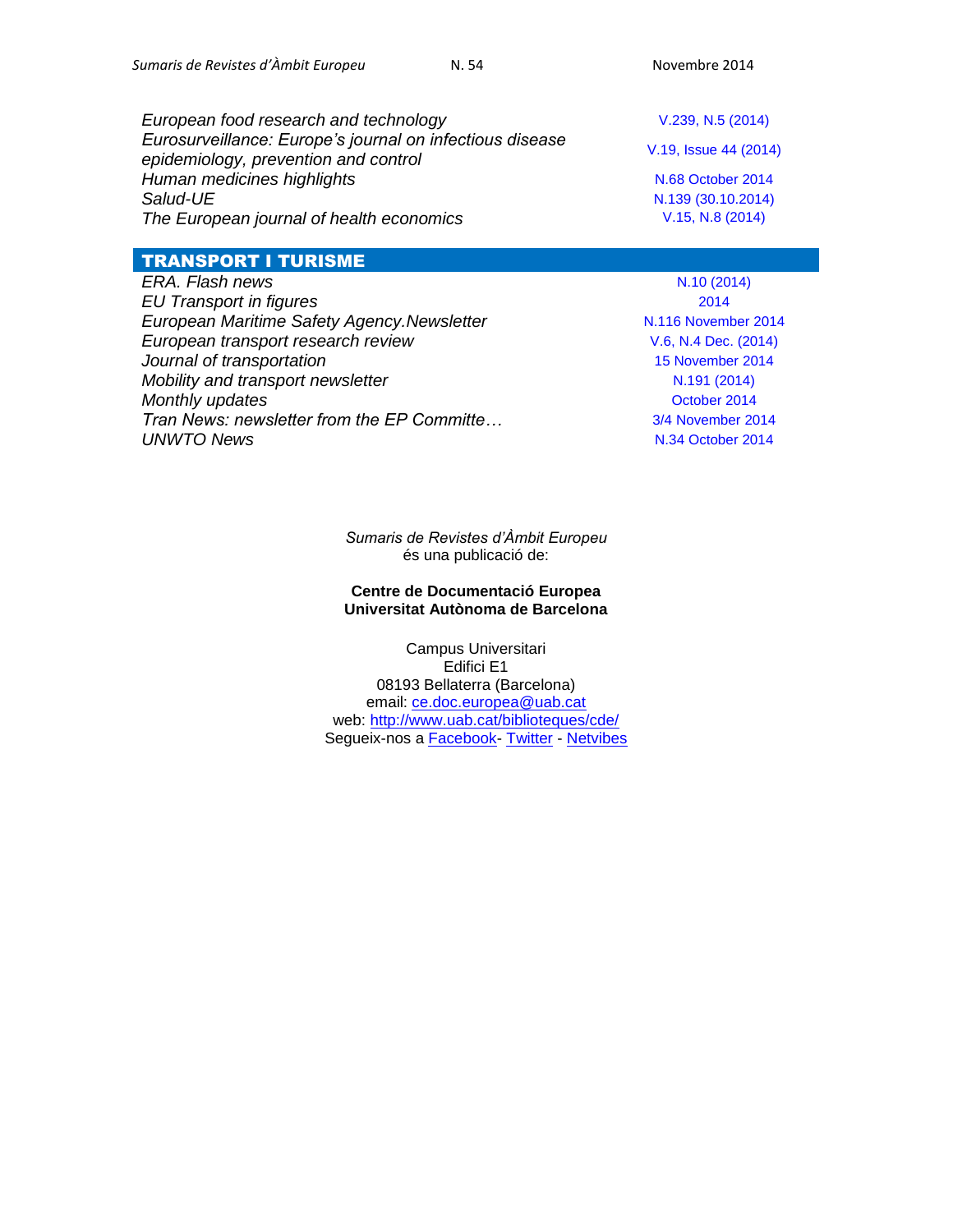| | |
|---|---|
| *European food research and technology* | V.239, N.5 (2014) |
| *Eurosurveillance: Europe's journal on infectious disease epidemiology, prevention and control* | V.19, Issue 44 (2014) |
| *Human medicines highlights* | N.68 October 2014 |
| *Salud-UE* | N.139 (30.10.2014) |
| *The European journal of health economics* | V.15, N.8 (2014) |

## TRANSPORT I TURISME

| | |
|---|---|
| *ERA. Flash news* | N.10 (2014) |
| *EU Transport in figures* | 2014 |
| *European Maritime Safety Agency.Newsletter* | N.116 November 2014 |
| *European transport research review* | V.6, N.4 Dec. (2014) |
| *Journal of transportation* | 15 November 2014 |
| *Mobility and transport newsletter* | N.191 (2014) |
| *Monthly updates* | October 2014 |
| *Tran News: newsletter from the EP Committe…* | 3/4 November 2014 |
| *UNWTO News* | N.34 October 2014 |

*Sumaris de Revistes d'Àmbit Europeu*
és una publicació de:

**Centre de Documentació Europea**
**Universitat Autònoma de Barcelona**

Campus Universitari
Edifici E1
08193 Bellaterra (Barcelona)
email: ce.doc.europea@uab.cat
web: http://www.uab.cat/biblioteques/cde/
Segueix-nos a Facebook- Twitter - Netvibes